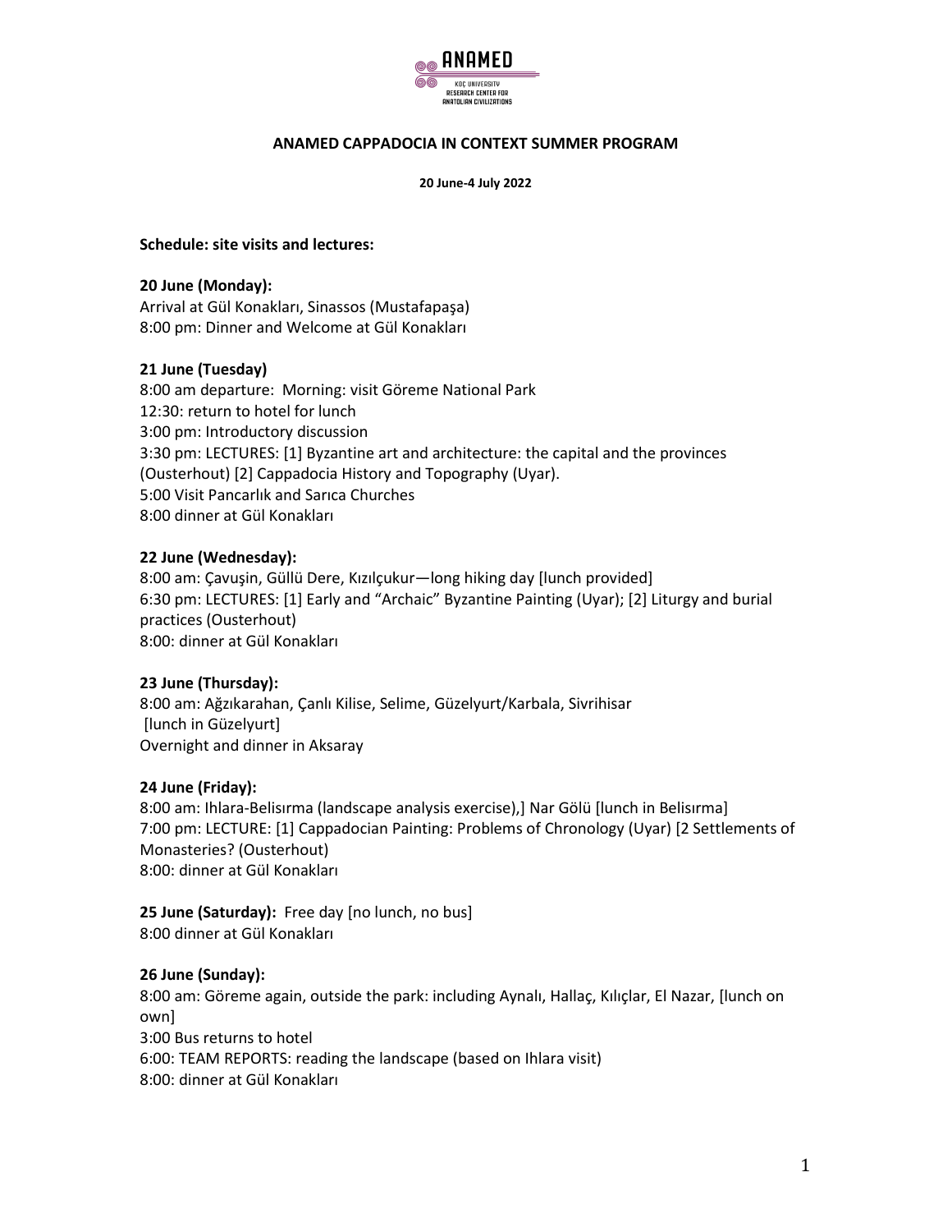ANAMED
KOÇ UNIVERSITY
RESEARCH CENTER FOR
ANATOLIAN CIVILIZATIONS

# ANAMED CAPPADOCIA IN CONTEXT SUMMER PROGRAM

**20 June-4 July 2022**

**Schedule: site visits and lectures:**

**20 June (Monday):**
Arrival at Gül Konakları, Sinassos (Mustafapaşa)
8:00 pm: Dinner and Welcome at Gül Konakları

**21 June (Tuesday)**
8:00 am departure: Morning: visit Göreme National Park
12:30: return to hotel for lunch
3:00 pm: Introductory discussion
3:30 pm: LECTURES: [1] Byzantine art and architecture: the capital and the provinces (Ousterhout) [2] Cappadocia History and Topography (Uyar).
5:00 Visit Pancarlık and Sarıca Churches
8:00 dinner at Gül Konakları

**22 June (Wednesday):**
8:00 am: Çavuşin, Güllü Dere, Kızılçukur—long hiking day [lunch provided]
6:30 pm: LECTURES: [1] Early and "Archaic" Byzantine Painting (Uyar); [2] Liturgy and burial practices (Ousterhout)
8:00: dinner at Gül Konakları

**23 June (Thursday):**
8:00 am: Ağzıkarahan, Çanlı Kilise, Selime, Güzelyurt/Karbala, Sivrihisar
[lunch in Güzelyurt]
Overnight and dinner in Aksaray

**24 June (Friday):**
8:00 am: Ihlara-Belisırma (landscape analysis exercise),] Nar Gölü [lunch in Belisırma]
7:00 pm: LECTURE: [1] Cappadocian Painting: Problems of Chronology (Uyar) [2 Settlements of Monasteries? (Ousterhout)
8:00: dinner at Gül Konakları

**25 June (Saturday):** Free day [no lunch, no bus]
8:00 dinner at Gül Konakları

**26 June (Sunday):**
8:00 am: Göreme again, outside the park: including Aynalı, Hallaç, Kılıçlar, El Nazar, [lunch on own]
3:00 Bus returns to hotel
6:00: TEAM REPORTS: reading the landscape (based on Ihlara visit)
8:00: dinner at Gül Konakları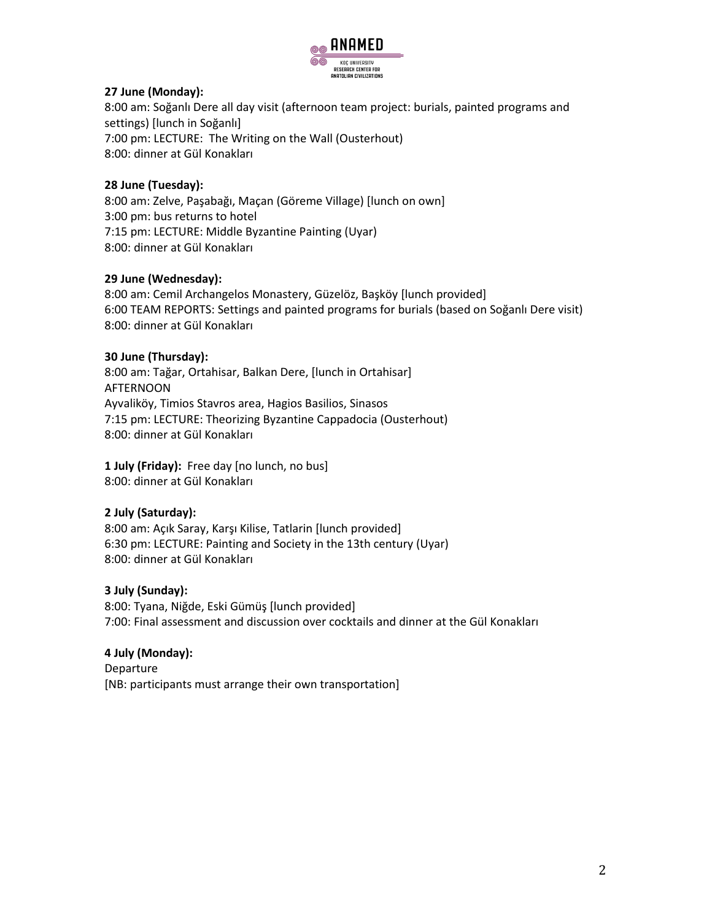**27 June (Monday):**
8:00 am: Soğanlı Dere all day visit (afternoon team project: burials, painted programs and settings) [lunch in Soğanlı]
7:00 pm: LECTURE: The Writing on the Wall (Ousterhout)
8:00: dinner at Gül Konakları

**28 June (Tuesday):**
8:00 am: Zelve, Paşabağı, Maçan (Göreme Village) [lunch on own]
3:00 pm: bus returns to hotel
7:15 pm: LECTURE: Middle Byzantine Painting (Uyar)
8:00: dinner at Gül Konakları

**29 June (Wednesday):**
8:00 am: Cemil Archangelos Monastery, Güzelöz, Başköy [lunch provided]
6:00 TEAM REPORTS: Settings and painted programs for burials (based on Soğanlı Dere visit)
8:00: dinner at Gül Konakları

**30 June (Thursday):**
8:00 am: Tağar, Ortahisar, Balkan Dere, [lunch in Ortahisar]
AFTERNOON
Ayvaliköy, Timios Stavros area, Hagios Basilios, Sinasos
7:15 pm: LECTURE: Theorizing Byzantine Cappadocia (Ousterhout)
8:00: dinner at Gül Konakları

**1 July (Friday):** Free day [no lunch, no bus]
8:00: dinner at Gül Konakları

**2 July (Saturday):**
8:00 am: Açık Saray, Karşı Kilise, Tatlarin [lunch provided]
6:30 pm: LECTURE: Painting and Society in the 13th century (Uyar)
8:00: dinner at Gül Konakları

**3 July (Sunday):**
8:00: Tyana, Niğde, Eski Gümüş [lunch provided]
7:00: Final assessment and discussion over cocktails and dinner at the Gül Konakları

**4 July (Monday):**
Departure
[NB: participants must arrange their own transportation]